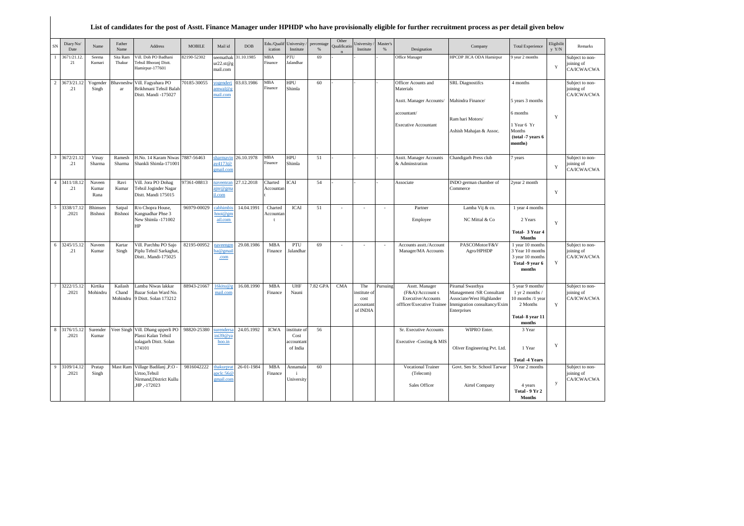## List of candidates for the post of Asstt. Finance Manager under HPHDP who have provisionally eligible for further recruitment process as per detail given below

| SN | Diary No/ Date | Name | Father Name | Address | MOBILE | Mail id | DOB | Edu./Qualification | University / Institute | percentage % | Other Qualification | University / Institute | Master's % | Designation | Company | Total Experience | Eligibility Y/N | Remarks |
|---|---|---|---|---|---|---|---|---|---|---|---|---|---|---|---|---|---|---|
| 1 | 3671/21.12.21 | Seema Kumari | Sita Ram Thakur | Vill. Doh PO Badhani Tehsil Bhoranj Distt. Hamirpur-177601 | 82190-52302 | seemathakur22.st@gmail.com | 31.10.1985 | MBA Finance | PTU Jalandhar | 69 | - | - | - | Office Manager | HPCDP JICA ODA Hamirpur | 9 year 2 months | Y | Subject to non-joining of CA/ICWA/CWA |
| 2 | 3673/21.12.21 | Yogender Singh | Bhavneshwar | Vill. Fagyahara PO Brikhmani Tehsil Balah Distt. Mandi -175027 | 70185-30055 | yogenderjamwal@gmail.com | 03.03.1986 | MBA Finance | HPU Shimla | 60 | - | - | - | Officer Acounts and Materials<br>Asstt. Manager Accounts/<br>accountant/<br>Executive Accountant | SRL Diagnostifcs<br>Mahindra Finance/<br>Ram hari Motors/<br>Ashish Mahajan & Assoc. | 4 months<br>5 years 3 months<br>6 months<br>1 Year 6 Yr Months<br>**(total -7 years 6 months)** | Y | Subject to non-joining of CA/ICWA/CWA |
| 3 | 3672/21.12.21 | Vinay Sharma | Ramesh Sharma | H.No. 14 Karam Niwas Shankli Shimla-171001 | 7887-56463 | sharmavinay4173@gmail.com | 26.10.1978 | MBA Finance | HPU Shimla | 51 | - | - | - | Asstt. Manager Accounts & Adminstration | Chandigarh Press club | 7 years | Y | Subject to non-joining of CA/ICWA/CWA |
| 4 | 3411/18.12.21 | Naveen Kumar Rana | Ravi Kumar | Vill. Jora PO Dohag Tehsil Joginder Nagar Distt. Mandi 175015 | 97361-08813 | naveenranajnr@gmail.com | 27.12.2018 | Charted Accountant | ICAI | 54 | - | - | - | Associate | INDO german chamber of Commerce | 2year 2 month | Y | |
| 5 | 3338/17.12.2021 | Bhimsen Bishnoi | Satpal Bishnoi | R/o Chopra House, Kangnadhar Phse 3 New Shimla -171002 HP | 96979-00029 | cabhimbishnoi@gmail.com | 14.04.1991 | Charted Accountant | ICAI | 51 | - | - | - | Partner<br>Employee | Lamba Vij & co.<br>NC Mittal & Co | 1 year 4 months<br>2 Years<br>**Total- 3 Year 4 Months** | Y | |
| 6 | 3245/15.12.21 | Naveen Kumar | Kartar Singh | Vill. Parchhu PO Sajo Piplu Tehsil Sarkaghat, Distt.. Mandi-175025 | 82195-00952 | naveengmba@gmail.com | 29.08.1986 | MBA Finance | PTU Jalandhar | 69 | - | - | - | Accounts asstt./Account Manager/MA Accounts | PASCOMotor/F&V Agro/HPHDP | 1 year 10 months<br>3 Year 10 months<br>3 year 10 months<br>**Total -9 year 6 months** | Y | Subject to non-joining of CA/ICWA/CWA |
| 7 | 3222/15.12.2021 | Kirtika Mohindru | Kailash Chand Mohindru | Lamba Niwas lakkar Bazar Solan Ward No. 9 Distt. Solan 173212 | 88943-21667 | 16kitu@gmail.com | 16.08.1990 | MBA Finance | UHF Nauni | 7.82 GPA | CMA | The institute of cost accountant of INDIA | Pursuing | Asstt. Manager (F&A)/Acccount s Executive/Accounts offficer/Executive Trainee | Piramal Swasthya Management /SR Consultant Associate/West Highlander Immigration consultancy/Exim Enterprises | 5 year 9 months/ 1 yr 2 months / 10 months /1 year 2 Months<br>**Total- 8 year 11 months** | Y | Subject to non-joining of CA/ICWA/CWA |
| 8 | 3176/15.12.2021 | Surender Kumar | Veer Singh | Vill. Dhang upperli PO Plassi Kalan Tehsil nalagarh Distt. Solan 174101 | 98820-25380 | surendersaini39@yahoo.in | 24.05.1992 | ICWA | institute of Cost accountant of India | 56 | | | | Sr. Executive Accounts<br>Executive -Costing & MIS | WIPRO Enter.<br>Oliver Engineering Pvt. Ltd. | 3 Year<br>1 Year<br>**Total -4 Years** | Y | |
| 9 | 3109/14.12.2021 | Pratap Singh | Mast Ram | Village Badilanj ,P.O - Urtoo,Tehsil Nirmand,District Kullu ,HP ,-172023 | 9816042222 | thakurpratapclc.56@gmail.com | 26-01-1984 | MBA Finance | Annamalai University | 60 | | | | Vocational Trainer (Telecom)<br>Sales Officer | Govt. Sen Sr. School Tarwar<br>Airtel Company | 5Year 2 months<br>4 years<br>**Total - 9 Yr 2 Months** | y | Subject to non-joining of CA/ICWA/CWA |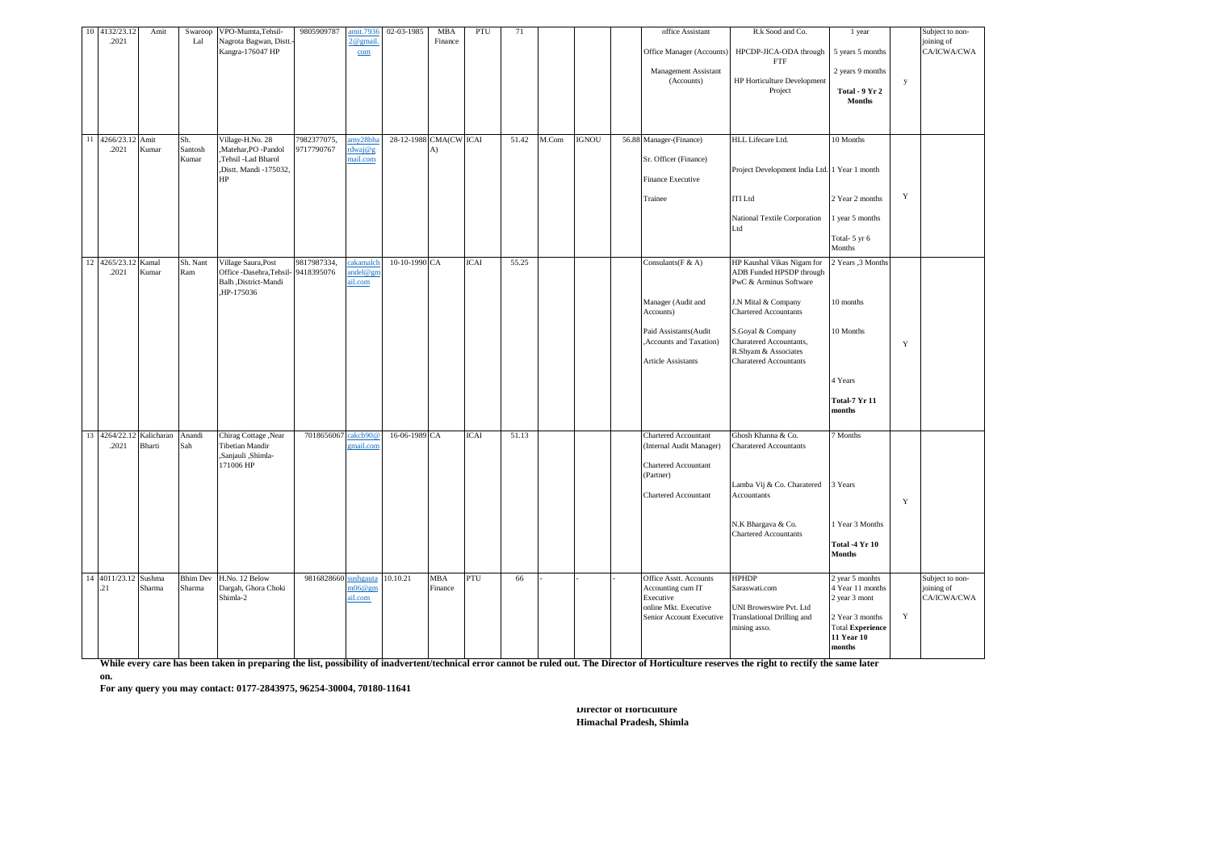| | | | | | | | | | | | | | | | | | | | |
|---|---|---|---|---|---|---|---|---|---|---|---|---|---|---|---|---|---|---|---|
| 10 | 4132/23.12.2021 | Amit | Swaroop Lal | VPO-Mumta,Tehsil-Nagrota Bagwan, Distt.-Kangra-176047 HP | 9805909787 | amit.79362@gmail.com | 02-03-1985 | MBA Finance | PTU | 71 | | | | office Assistant<br>Office Manager (Accounts)<br>Management Assistant (Accounts) | R.k Sood and Co.<br>HPCDP-JICA-ODA through FTF<br>HP Horticulture Development Project | 1 year<br>5 years 5 months<br>2 years 9 months<br>**Total - 9 Yr 2 Months** | y | Subject to non-joining of CA/ICWA/CWA |
| 11 | 4266/23.12.2021 | Amit Kumar | Sh. Santosh Kumar | Village-H.No. 28 ,Matehar,PO -Pandol ,Tehsil -Lad Bharol ,Distt. Mandi -175032, HP | 7982377075, 9717790767 | amy28bhardwaj@gmail.com | 28-12-1988 | CMA(CWA) | ICAI | 51.42 | M.Com | IGNOU | 56.88 | Manager-(Finance)<br>Sr. Officer (Finance)<br>Finance Executive<br>Trainee | HLL Lifecare Ltd.<br>Project Development India Ltd.<br>ITI Ltd<br>National Textile Corporation Ltd | 10 Months<br>1 Year 1 month<br>2 Year 2 months<br>1 year 5 months<br>Total- 5 yr 6 Months | Y | |
| 12 | 4265/23.12.2021 | Kamal Kumar | Sh. Nant Ram | Village Saura,Post Office -Dasehra,Tehsil-Balh ,District-Mandi ,HP-175036 | 9817987334, 9418395076 | cakamalchandel@gmail.com | 10-10-1990 | CA | ICAI | 55.25 | | | | Consulants(F & A)<br>Manager (Audit and Accounts)<br>Paid Assistants(Audit ,Accounts and Taxation)<br>Article Assistants | HP Kaushal Vikas Nigam for ADB Funded HPSDP through PwC & Arminus Software<br>J.N Mital & Company Chartered Accountants<br>S.Goyal & Company Charatered Accountants, R.Shyam & Associates Charatered Accountants | 2 Years ,3 Months<br>10 months<br>10 Months<br>4 Years<br>**Total-7 Yr 11 months** | Y | |
| 13 | 4264/22.12.2021 | Kalicharan Bharti | Anandi Sah | Chirag Cottage ,Near Tibetian Mandir ,Sanjauli ,Shimla-171006 HP | 7018656067 | cakcb90@gmail.com | 16-06-1989 | CA | ICAI | 51.13 | | | | Chartered Accountant (Internal Audit Manager)<br>Chartered Accountant (Partner)<br>Chartered Accountant | Ghosh Khanna & Co. Charatered Accountants<br>Lamba Vij & Co. Charatered Accountants<br>N.K Bhargava & Co. Chartered Accountants | 7 Months<br>3 Years<br>1 Year 3 Months<br>**Total -4 Yr 10 Months** | Y | |
| 14 | 4011/23.12.21 | Sushma Sharma | Bhim Dev Sharma | H.No. 12 Below Dargah, Ghora Choki Shimla-2 | 9816828660 | sushgauta m06@gmail.com | 10.10.21 | MBA Finance | PTU | 66 | - | - | - | Office Asstt. Accounts<br>Accounting cum IT Executive<br>online Mkt. Executive<br>Senior Account Executive | HPHDP<br>Saraswati.com<br>UNI Broweswire Pvt. Ltd<br>Translational Drilling and mining asso. | 2 year 5 monhts<br>4 Year 11 months<br>2 year 3 mont<br>2 Year 3 months<br>**Total Experience 11 Year 10 months** | Y | Subject to non-joining of CA/ICWA/CWA |

**While every care has been taken in preparing the list, possibility of inadvertent/technical error cannot be ruled out. The Director of Horticulture reserves the right to rectify the same later on.**

**For any query you may contact: 0177-2843975, 96254-30004, 70180-11641**

**Director of Horticulture**
**Himachal Pradesh, Shimla**